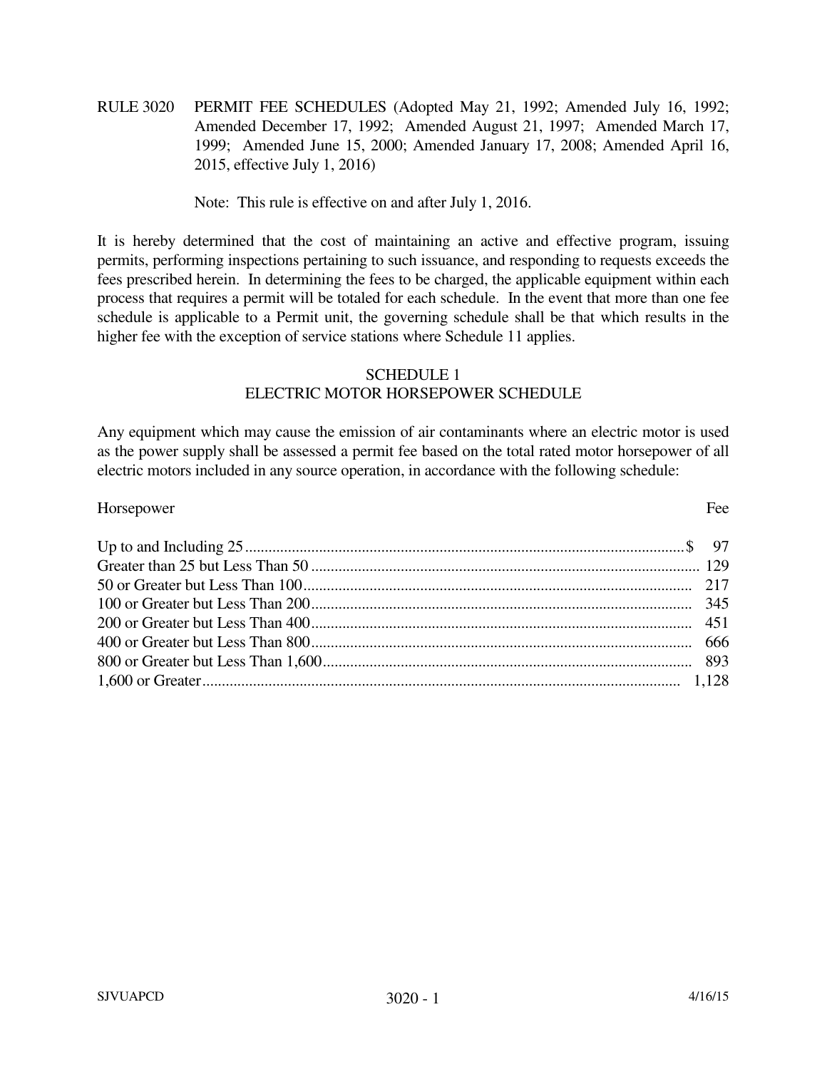RULE 3020 PERMIT FEE SCHEDULES (Adopted May 21, 1992; Amended July 16, 1992; Amended December 17, 1992; Amended August 21, 1997; Amended March 17, 1999; Amended June 15, 2000; Amended January 17, 2008; Amended April 16, 2015, effective July 1, 2016)

Note: This rule is effective on and after July 1, 2016.

It is hereby determined that the cost of maintaining an active and effective program, issuing permits, performing inspections pertaining to such issuance, and responding to requests exceeds the fees prescribed herein. In determining the fees to be charged, the applicable equipment within each process that requires a permit will be totaled for each schedule. In the event that more than one fee schedule is applicable to a Permit unit, the governing schedule shall be that which results in the higher fee with the exception of service stations where Schedule 11 applies.

## SCHEDULE 1
## ELECTRIC MOTOR HORSEPOWER SCHEDULE

Any equipment which may cause the emission of air contaminants where an electric motor is used as the power supply shall be assessed a permit fee based on the total rated motor horsepower of all electric motors included in any source operation, in accordance with the following schedule:

| Horsepower | Fee |
|---|---|
| Up to and Including 25 | $ 97 |
| Greater than 25 but Less Than 50 | 129 |
| 50 or Greater but Less Than 100 | 217 |
| 100 or Greater but Less Than 200 | 345 |
| 200 or Greater but Less Than 400 | 451 |
| 400 or Greater but Less Than 800 | 666 |
| 800 or Greater but Less Than 1,600 | 893 |
| 1,600 or Greater | 1,128 |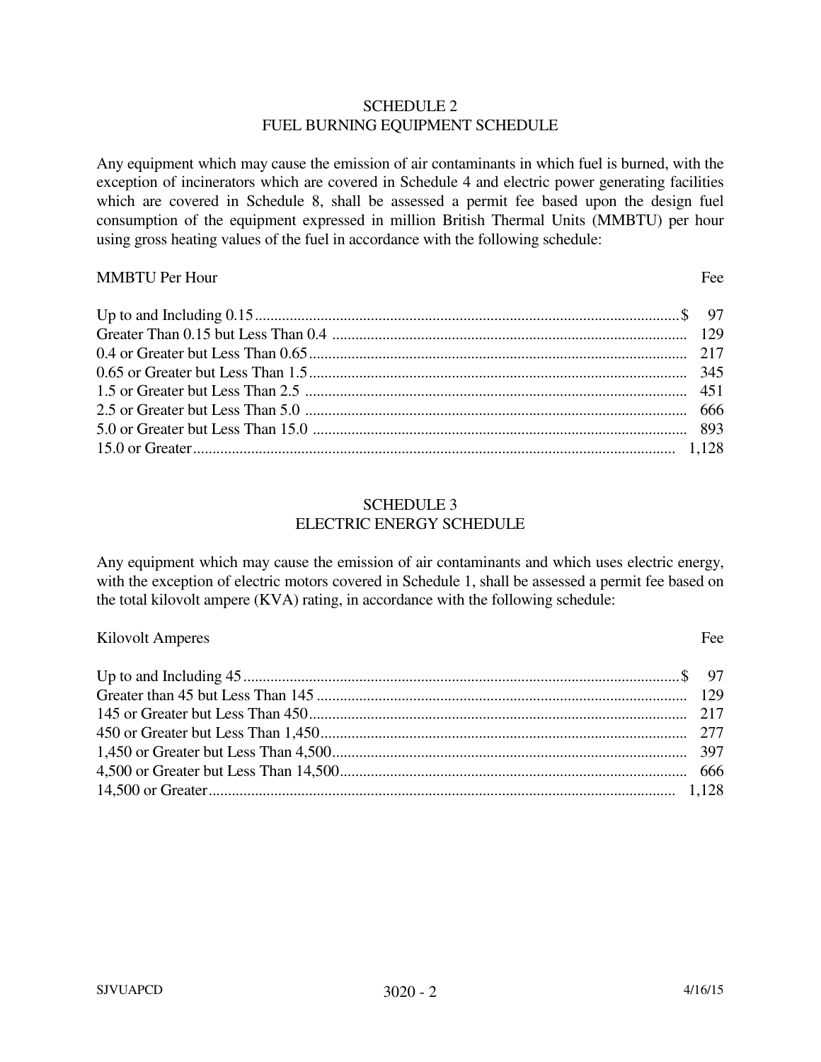## SCHEDULE 2
## FUEL BURNING EQUIPMENT SCHEDULE

Any equipment which may cause the emission of air contaminants in which fuel is burned, with the exception of incinerators which are covered in Schedule 4 and electric power generating facilities which are covered in Schedule 8, shall be assessed a permit fee based upon the design fuel consumption of the equipment expressed in million British Thermal Units (MMBTU) per hour using gross heating values of the fuel in accordance with the following schedule:

| MMBTU Per Hour | Fee |
| --- | --- |
| Up to and Including 0.15 | $ 97 |
| Greater Than 0.15 but Less Than 0.4 | 129 |
| 0.4 or Greater but Less Than 0.65 | 217 |
| 0.65 or Greater but Less Than 1.5 | 345 |
| 1.5 or Greater but Less Than 2.5 | 451 |
| 2.5 or Greater but Less Than 5.0 | 666 |
| 5.0 or Greater but Less Than 15.0 | 893 |
| 15.0 or Greater | 1,128 |

## SCHEDULE 3
## ELECTRIC ENERGY SCHEDULE

Any equipment which may cause the emission of air contaminants and which uses electric energy, with the exception of electric motors covered in Schedule 1, shall be assessed a permit fee based on the total kilovolt ampere (KVA) rating, in accordance with the following schedule:

| Kilovolt Amperes | Fee |
| --- | --- |
| Up to and Including 45 | $ 97 |
| Greater than 45 but Less Than 145 | 129 |
| 145 or Greater but Less Than 450 | 217 |
| 450 or Greater but Less Than 1,450 | 277 |
| 1,450 or Greater but Less Than 4,500 | 397 |
| 4,500 or Greater but Less Than 14,500 | 666 |
| 14,500 or Greater | 1,128 |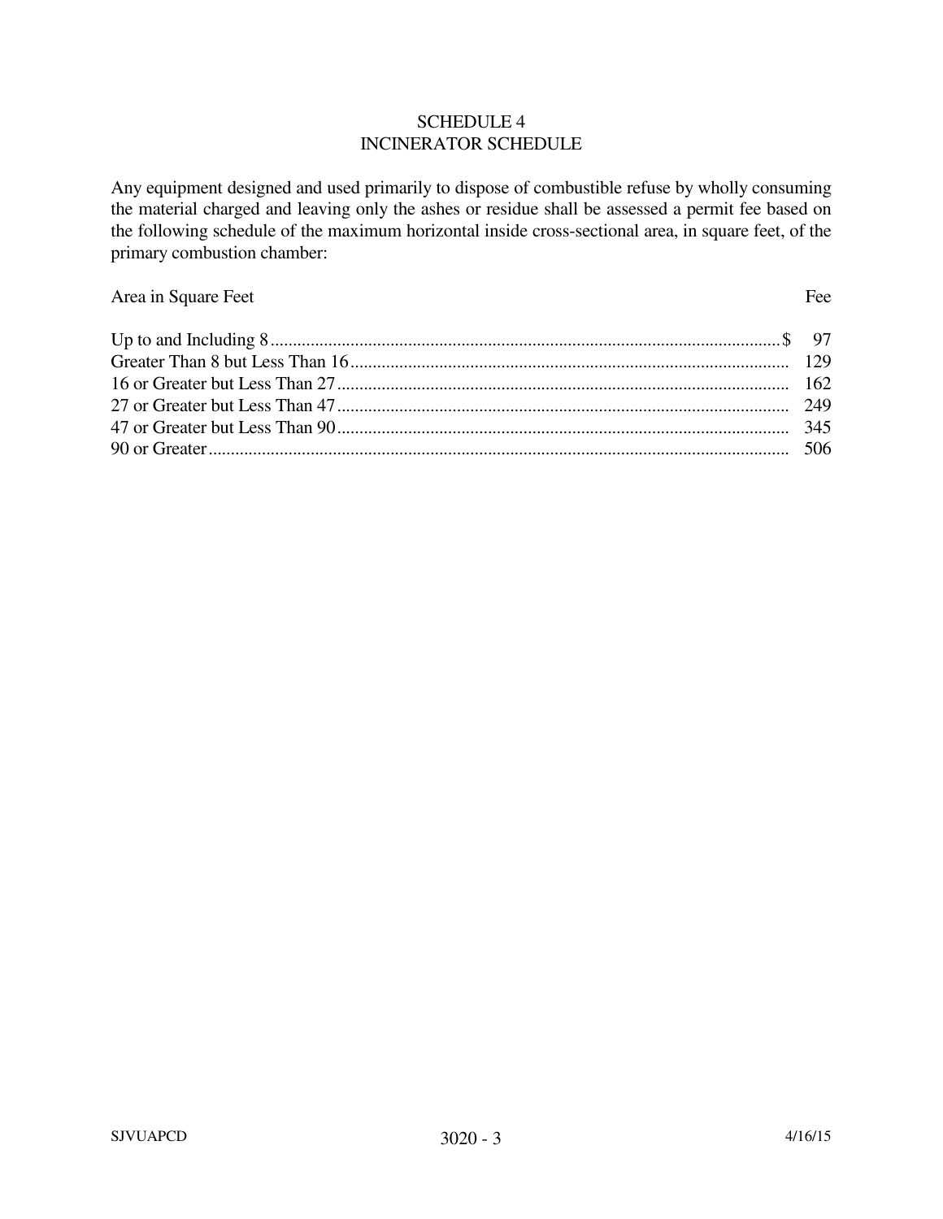## SCHEDULE 4
## INCINERATOR SCHEDULE

Any equipment designed and used primarily to dispose of combustible refuse by wholly consuming the material charged and leaving only the ashes or residue shall be assessed a permit fee based on the following schedule of the maximum horizontal inside cross-sectional area, in square feet, of the primary combustion chamber:

| Area in Square Feet | Fee |
|---|---|
| Up to and Including 8 | $ 97 |
| Greater Than 8 but Less Than 16 | 129 |
| 16 or Greater but Less Than 27 | 162 |
| 27 or Greater but Less Than 47 | 249 |
| 47 or Greater but Less Than 90 | 345 |
| 90 or Greater | 506 |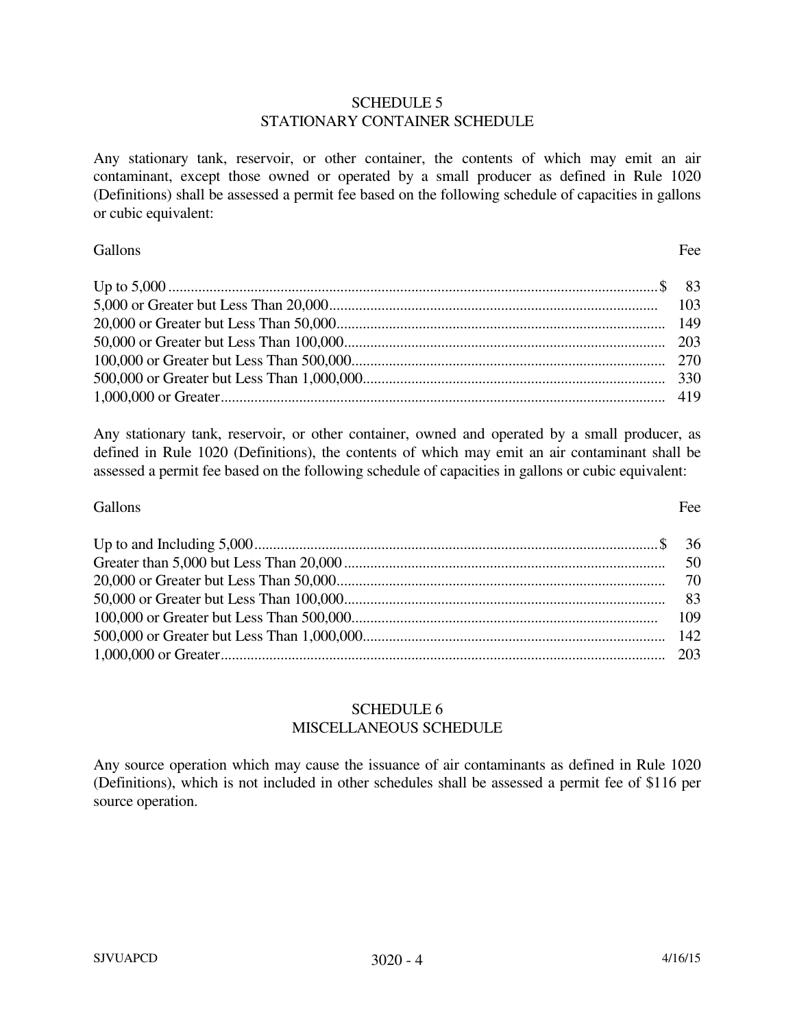## SCHEDULE 5
## STATIONARY CONTAINER SCHEDULE

Any stationary tank, reservoir, or other container, the contents of which may emit an air contaminant, except those owned or operated by a small producer as defined in Rule 1020 (Definitions) shall be assessed a permit fee based on the following schedule of capacities in gallons or cubic equivalent:

| Gallons | Fee |
|---|---|
| Up to 5,000 | $ 83 |
| 5,000 or Greater but Less Than 20,000 | 103 |
| 20,000 or Greater but Less Than 50,000 | 149 |
| 50,000 or Greater but Less Than 100,000 | 203 |
| 100,000 or Greater but Less Than 500,000 | 270 |
| 500,000 or Greater but Less Than 1,000,000 | 330 |
| 1,000,000 or Greater | 419 |

Any stationary tank, reservoir, or other container, owned and operated by a small producer, as defined in Rule 1020 (Definitions), the contents of which may emit an air contaminant shall be assessed a permit fee based on the following schedule of capacities in gallons or cubic equivalent:

| Gallons | Fee |
|---|---|
| Up to and Including 5,000 | $ 36 |
| Greater than 5,000 but Less Than 20,000 | 50 |
| 20,000 or Greater but Less Than 50,000 | 70 |
| 50,000 or Greater but Less Than 100,000 | 83 |
| 100,000 or Greater but Less Than 500,000 | 109 |
| 500,000 or Greater but Less Than 1,000,000 | 142 |
| 1,000,000 or Greater | 203 |

## SCHEDULE 6
## MISCELLANEOUS SCHEDULE

Any source operation which may cause the issuance of air contaminants as defined in Rule 1020 (Definitions), which is not included in other schedules shall be assessed a permit fee of $116 per source operation.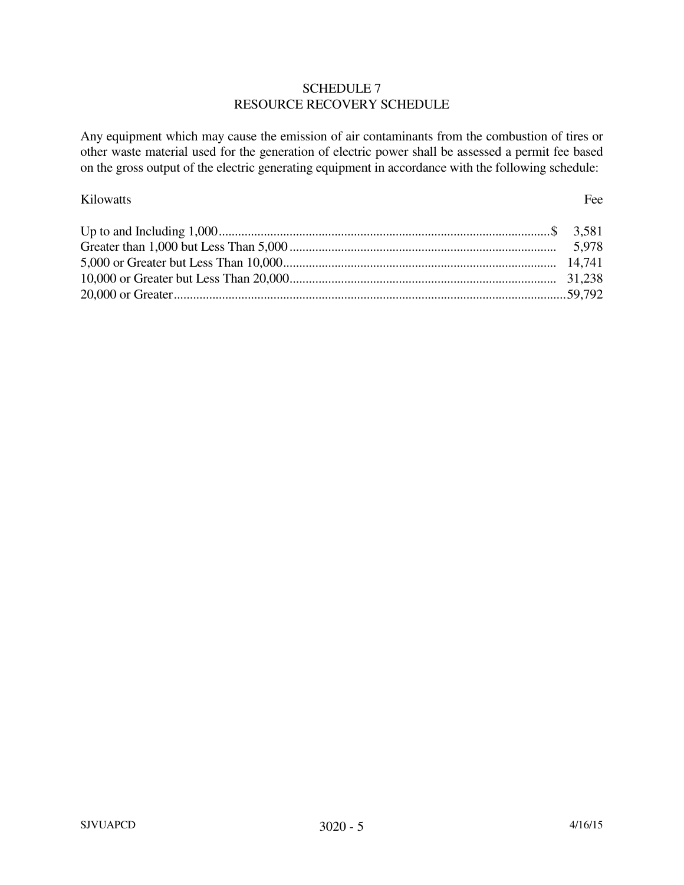# SCHEDULE 7
# RESOURCE RECOVERY SCHEDULE

Any equipment which may cause the emission of air contaminants from the combustion of tires or other waste material used for the generation of electric power shall be assessed a permit fee based on the gross output of the electric generating equipment in accordance with the following schedule:

| Kilowatts | Fee |
|---|---|
| Up to and Including 1,000 | $ 3,581 |
| Greater than 1,000 but Less Than 5,000 | 5,978 |
| 5,000 or Greater but Less Than 10,000 | 14,741 |
| 10,000 or Greater but Less Than 20,000 | 31,238 |
| 20,000 or Greater | 59,792 |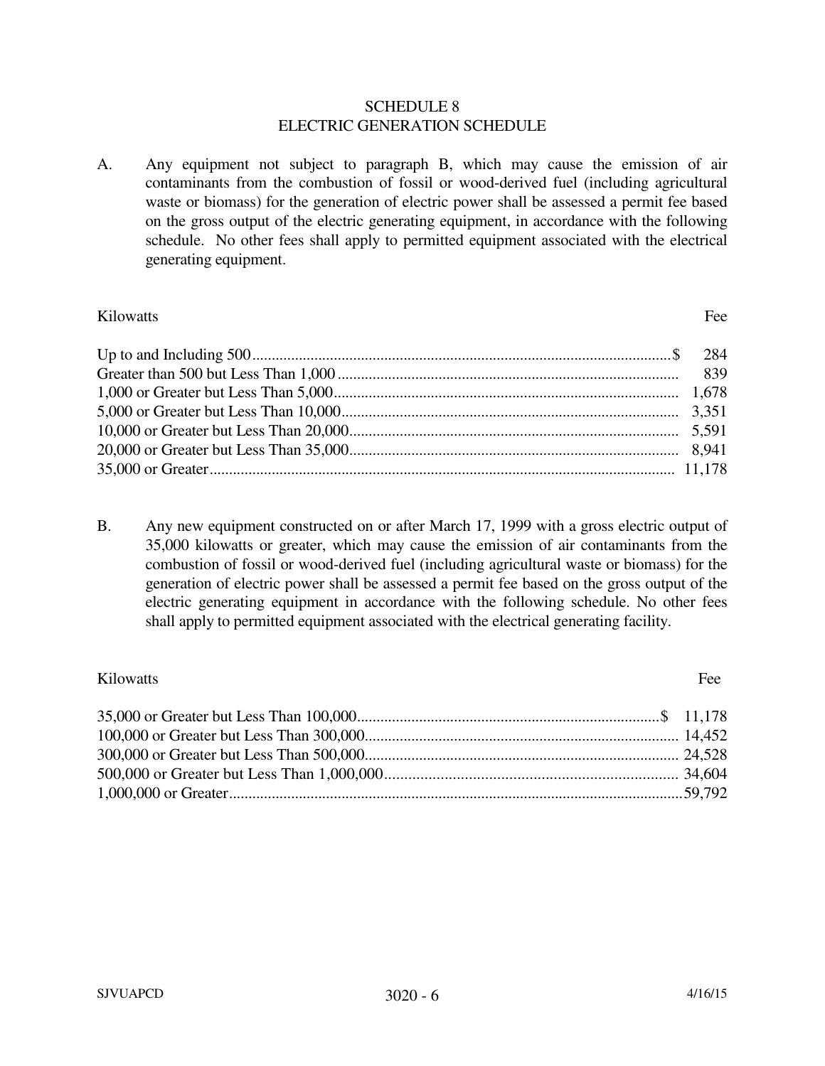# SCHEDULE 8
# ELECTRIC GENERATION SCHEDULE

A. Any equipment not subject to paragraph B, which may cause the emission of air contaminants from the combustion of fossil or wood-derived fuel (including agricultural waste or biomass) for the generation of electric power shall be assessed a permit fee based on the gross output of the electric generating equipment, in accordance with the following schedule. No other fees shall apply to permitted equipment associated with the electrical generating equipment.

| Kilowatts | Fee |
|---|---|
| Up to and Including 500 | $ 284 |
| Greater than 500 but Less Than 1,000 | 839 |
| 1,000 or Greater but Less Than 5,000 | 1,678 |
| 5,000 or Greater but Less Than 10,000 | 3,351 |
| 10,000 or Greater but Less Than 20,000 | 5,591 |
| 20,000 or Greater but Less Than 35,000 | 8,941 |
| 35,000 or Greater | 11,178 |

B. Any new equipment constructed on or after March 17, 1999 with a gross electric output of 35,000 kilowatts or greater, which may cause the emission of air contaminants from the combustion of fossil or wood-derived fuel (including agricultural waste or biomass) for the generation of electric power shall be assessed a permit fee based on the gross output of the electric generating equipment in accordance with the following schedule. No other fees shall apply to permitted equipment associated with the electrical generating facility.

| Kilowatts | Fee |
|---|---|
| 35,000 or Greater but Less Than 100,000 | $ 11,178 |
| 100,000 or Greater but Less Than 300,000 | 14,452 |
| 300,000 or Greater but Less Than 500,000 | 24,528 |
| 500,000 or Greater but Less Than 1,000,000 | 34,604 |
| 1,000,000 or Greater | 59,792 |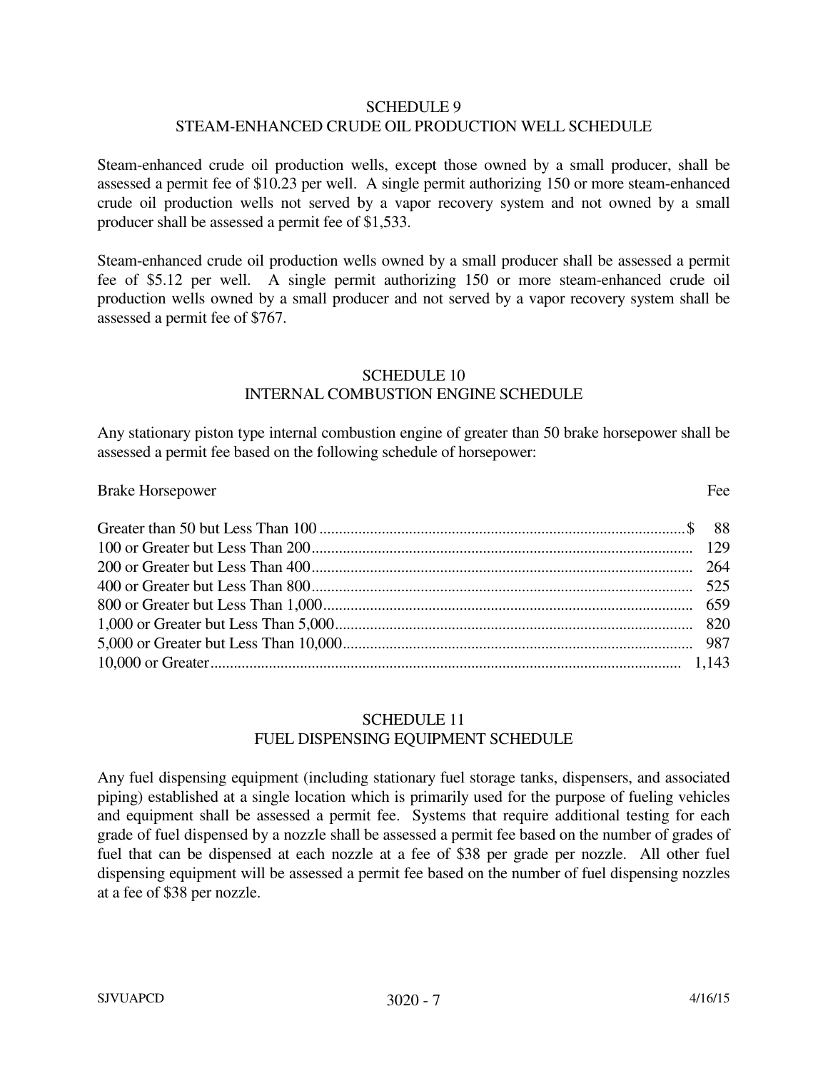## SCHEDULE 9
## STEAM-ENHANCED CRUDE OIL PRODUCTION WELL SCHEDULE

Steam-enhanced crude oil production wells, except those owned by a small producer, shall be assessed a permit fee of $10.23 per well. A single permit authorizing 150 or more steam-enhanced crude oil production wells not served by a vapor recovery system and not owned by a small producer shall be assessed a permit fee of $1,533.

Steam-enhanced crude oil production wells owned by a small producer shall be assessed a permit fee of $5.12 per well. A single permit authorizing 150 or more steam-enhanced crude oil production wells owned by a small producer and not served by a vapor recovery system shall be assessed a permit fee of $767.

## SCHEDULE 10
## INTERNAL COMBUSTION ENGINE SCHEDULE

Any stationary piston type internal combustion engine of greater than 50 brake horsepower shall be assessed a permit fee based on the following schedule of horsepower:

| Brake Horsepower | Fee |
|---|---|
| Greater than 50 but Less Than 100 | $ 88 |
| 100 or Greater but Less Than 200 | 129 |
| 200 or Greater but Less Than 400 | 264 |
| 400 or Greater but Less Than 800 | 525 |
| 800 or Greater but Less Than 1,000 | 659 |
| 1,000 or Greater but Less Than 5,000 | 820 |
| 5,000 or Greater but Less Than 10,000 | 987 |
| 10,000 or Greater | 1,143 |

## SCHEDULE 11
## FUEL DISPENSING EQUIPMENT SCHEDULE

Any fuel dispensing equipment (including stationary fuel storage tanks, dispensers, and associated piping) established at a single location which is primarily used for the purpose of fueling vehicles and equipment shall be assessed a permit fee. Systems that require additional testing for each grade of fuel dispensed by a nozzle shall be assessed a permit fee based on the number of grades of fuel that can be dispensed at each nozzle at a fee of $38 per grade per nozzle. All other fuel dispensing equipment will be assessed a permit fee based on the number of fuel dispensing nozzles at a fee of $38 per nozzle.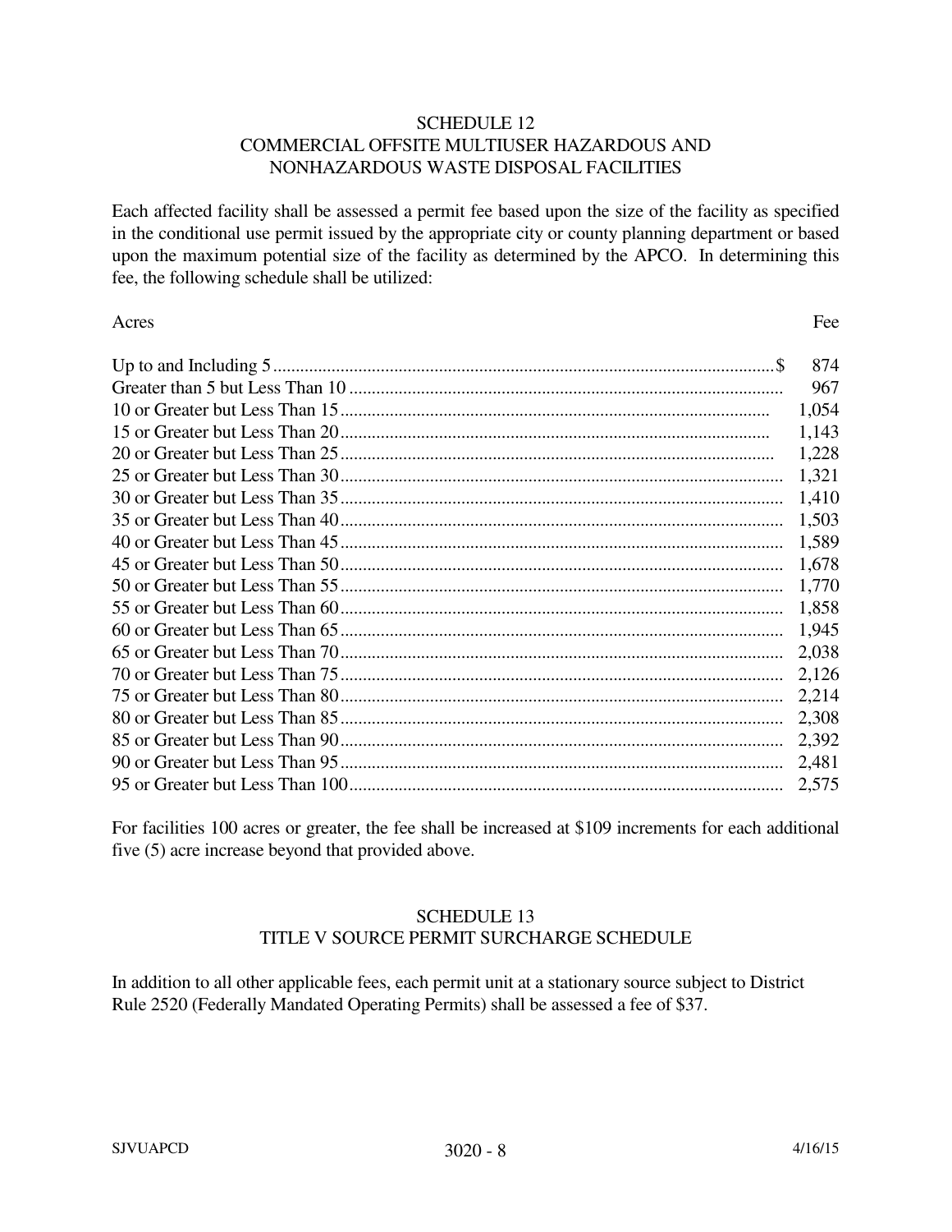## SCHEDULE 12
## COMMERCIAL OFFSITE MULTIUSER HAZARDOUS AND NONHAZARDOUS WASTE DISPOSAL FACILITIES

Each affected facility shall be assessed a permit fee based upon the size of the facility as specified in the conditional use permit issued by the appropriate city or county planning department or based upon the maximum potential size of the facility as determined by the APCO. In determining this fee, the following schedule shall be utilized:

| Acres | Fee |
|---|---|
| Up to and Including 5 | $ 874 |
| Greater than 5 but Less Than 10 | 967 |
| 10 or Greater but Less Than 15 | 1,054 |
| 15 or Greater but Less Than 20 | 1,143 |
| 20 or Greater but Less Than 25 | 1,228 |
| 25 or Greater but Less Than 30 | 1,321 |
| 30 or Greater but Less Than 35 | 1,410 |
| 35 or Greater but Less Than 40 | 1,503 |
| 40 or Greater but Less Than 45 | 1,589 |
| 45 or Greater but Less Than 50 | 1,678 |
| 50 or Greater but Less Than 55 | 1,770 |
| 55 or Greater but Less Than 60 | 1,858 |
| 60 or Greater but Less Than 65 | 1,945 |
| 65 or Greater but Less Than 70 | 2,038 |
| 70 or Greater but Less Than 75 | 2,126 |
| 75 or Greater but Less Than 80 | 2,214 |
| 80 or Greater but Less Than 85 | 2,308 |
| 85 or Greater but Less Than 90 | 2,392 |
| 90 or Greater but Less Than 95 | 2,481 |
| 95 or Greater but Less Than 100 | 2,575 |

For facilities 100 acres or greater, the fee shall be increased at $109 increments for each additional five (5) acre increase beyond that provided above.

## SCHEDULE 13
## TITLE V SOURCE PERMIT SURCHARGE SCHEDULE

In addition to all other applicable fees, each permit unit at a stationary source subject to District Rule 2520 (Federally Mandated Operating Permits) shall be assessed a fee of $37.